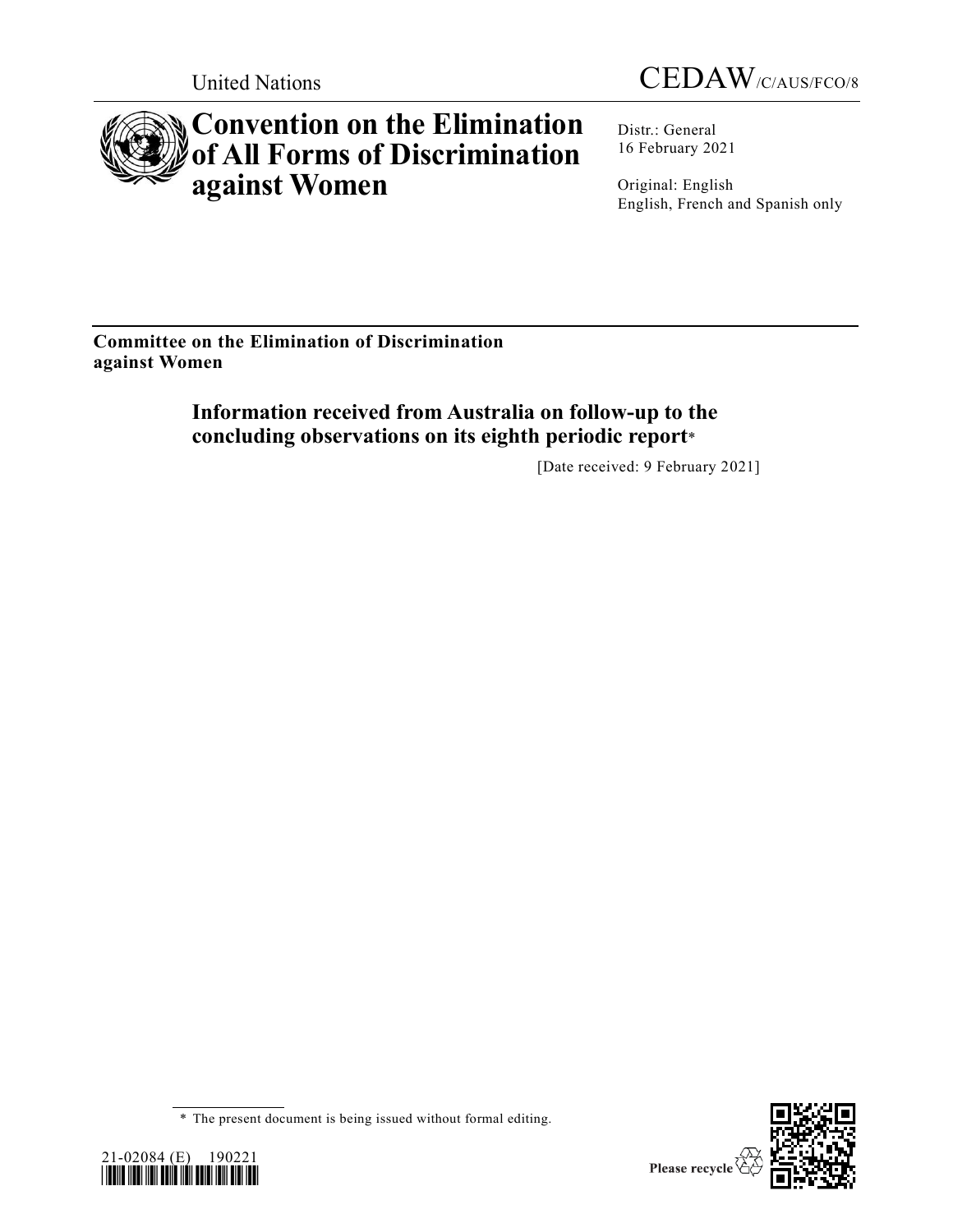United Nations

CEDAW/C/AUS/FCO/8

# Convention on the Elimination of All Forms of Discrimination against Women

Distr.: General
16 February 2021

Original: English
English, French and Spanish only

**Committee on the Elimination of Discrimination against Women**

## Information received from Australia on follow-up to the concluding observations on its eighth periodic report*

[Date received: 9 February 2021]

\* The present document is being issued without formal editing.

21-02084 (E) 190221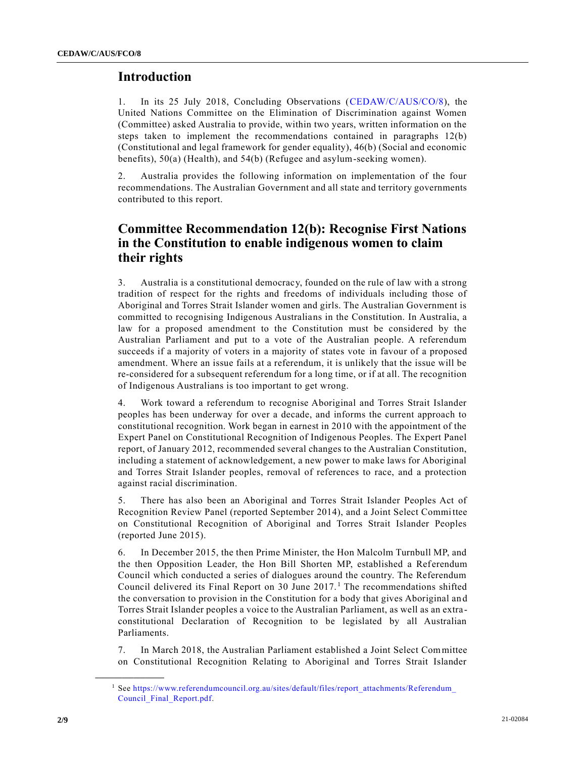## Introduction

1. In its 25 July 2018, Concluding Observations (CEDAW/C/AUS/CO/8), the United Nations Committee on the Elimination of Discrimination against Women (Committee) asked Australia to provide, within two years, written information on the steps taken to implement the recommendations contained in paragraphs 12(b) (Constitutional and legal framework for gender equality), 46(b) (Social and economic benefits), 50(a) (Health), and 54(b) (Refugee and asylum-seeking women).

2. Australia provides the following information on implementation of the four recommendations. The Australian Government and all state and territory governments contributed to this report.

## Committee Recommendation 12(b): Recognise First Nations in the Constitution to enable indigenous women to claim their rights

3. Australia is a constitutional democracy, founded on the rule of law with a strong tradition of respect for the rights and freedoms of individuals including those of Aboriginal and Torres Strait Islander women and girls. The Australian Government is committed to recognising Indigenous Australians in the Constitution. In Australia, a law for a proposed amendment to the Constitution must be considered by the Australian Parliament and put to a vote of the Australian people. A referendum succeeds if a majority of voters in a majority of states vote in favour of a proposed amendment. Where an issue fails at a referendum, it is unlikely that the issue will be re-considered for a subsequent referendum for a long time, or if at all. The recognition of Indigenous Australians is too important to get wrong.

4. Work toward a referendum to recognise Aboriginal and Torres Strait Islander peoples has been underway for over a decade, and informs the current approach to constitutional recognition. Work began in earnest in 2010 with the appointment of the Expert Panel on Constitutional Recognition of Indigenous Peoples. The Expert Panel report, of January 2012, recommended several changes to the Australian Constitution, including a statement of acknowledgement, a new power to make laws for Aboriginal and Torres Strait Islander peoples, removal of references to race, and a protection against racial discrimination.

5. There has also been an Aboriginal and Torres Strait Islander Peoples Act of Recognition Review Panel (reported September 2014), and a Joint Select Committee on Constitutional Recognition of Aboriginal and Torres Strait Islander Peoples (reported June 2015).

6. In December 2015, the then Prime Minister, the Hon Malcolm Turnbull MP, and the then Opposition Leader, the Hon Bill Shorten MP, established a Referendum Council which conducted a series of dialogues around the country. The Referendum Council delivered its Final Report on 30 June 2017.[1] The recommendations shifted the conversation to provision in the Constitution for a body that gives Aboriginal and Torres Strait Islander peoples a voice to the Australian Parliament, as well as an extra-constitutional Declaration of Recognition to be legislated by all Australian Parliaments.

7. In March 2018, the Australian Parliament established a Joint Select Committee on Constitutional Recognition Relating to Aboriginal and Torres Strait Islander

[1] See https://www.referendumcouncil.org.au/sites/default/files/report_attachments/Referendum_Council_Final_Report.pdf.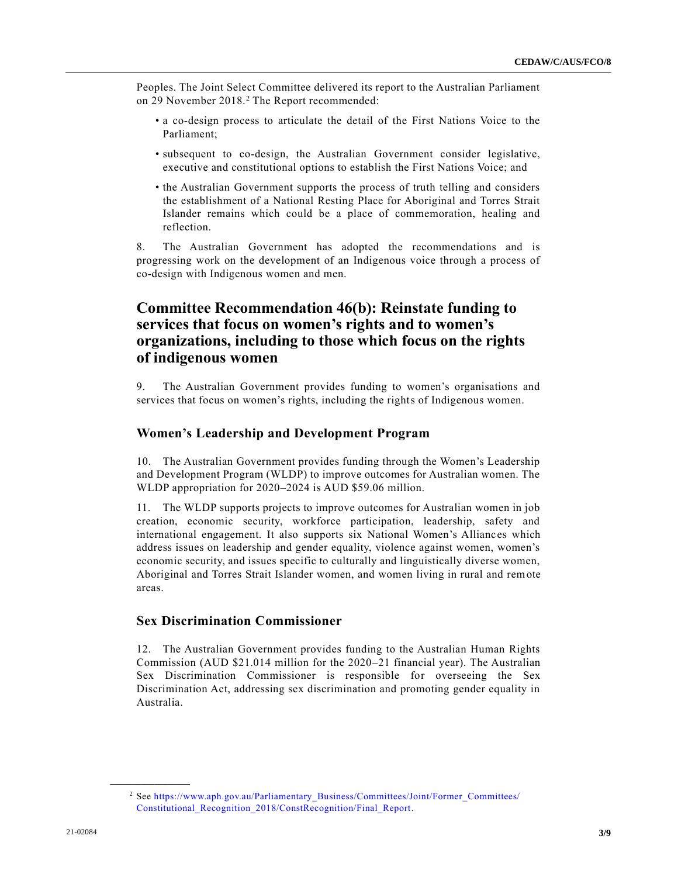Peoples. The Joint Select Committee delivered its report to the Australian Parliament on 29 November 2018.[2] The Report recommended:

- a co-design process to articulate the detail of the First Nations Voice to the Parliament;
- subsequent to co-design, the Australian Government consider legislative, executive and constitutional options to establish the First Nations Voice; and
- the Australian Government supports the process of truth telling and considers the establishment of a National Resting Place for Aboriginal and Torres Strait Islander remains which could be a place of commemoration, healing and reflection.

8. The Australian Government has adopted the recommendations and is progressing work on the development of an Indigenous voice through a process of co-design with Indigenous women and men.

## Committee Recommendation 46(b): Reinstate funding to services that focus on women's rights and to women's organizations, including to those which focus on the rights of indigenous women

9. The Australian Government provides funding to women's organisations and services that focus on women's rights, including the rights of Indigenous women.

### Women's Leadership and Development Program

10. The Australian Government provides funding through the Women's Leadership and Development Program (WLDP) to improve outcomes for Australian women. The WLDP appropriation for 2020–2024 is AUD $59.06 million.

11. The WLDP supports projects to improve outcomes for Australian women in job creation, economic security, workforce participation, leadership, safety and international engagement. It also supports six National Women's Alliances which address issues on leadership and gender equality, violence against women, women's economic security, and issues specific to culturally and linguistically diverse women, Aboriginal and Torres Strait Islander women, and women living in rural and remote areas.

### Sex Discrimination Commissioner

12. The Australian Government provides funding to the Australian Human Rights Commission (AUD $21.014 million for the 2020–21 financial year). The Australian Sex Discrimination Commissioner is responsible for overseeing the Sex Discrimination Act, addressing sex discrimination and promoting gender equality in Australia.

---

[2] See https://www.aph.gov.au/Parliamentary_Business/Committees/Joint/Former_Committees/Constitutional_Recognition_2018/ConstRecognition/Final_Report.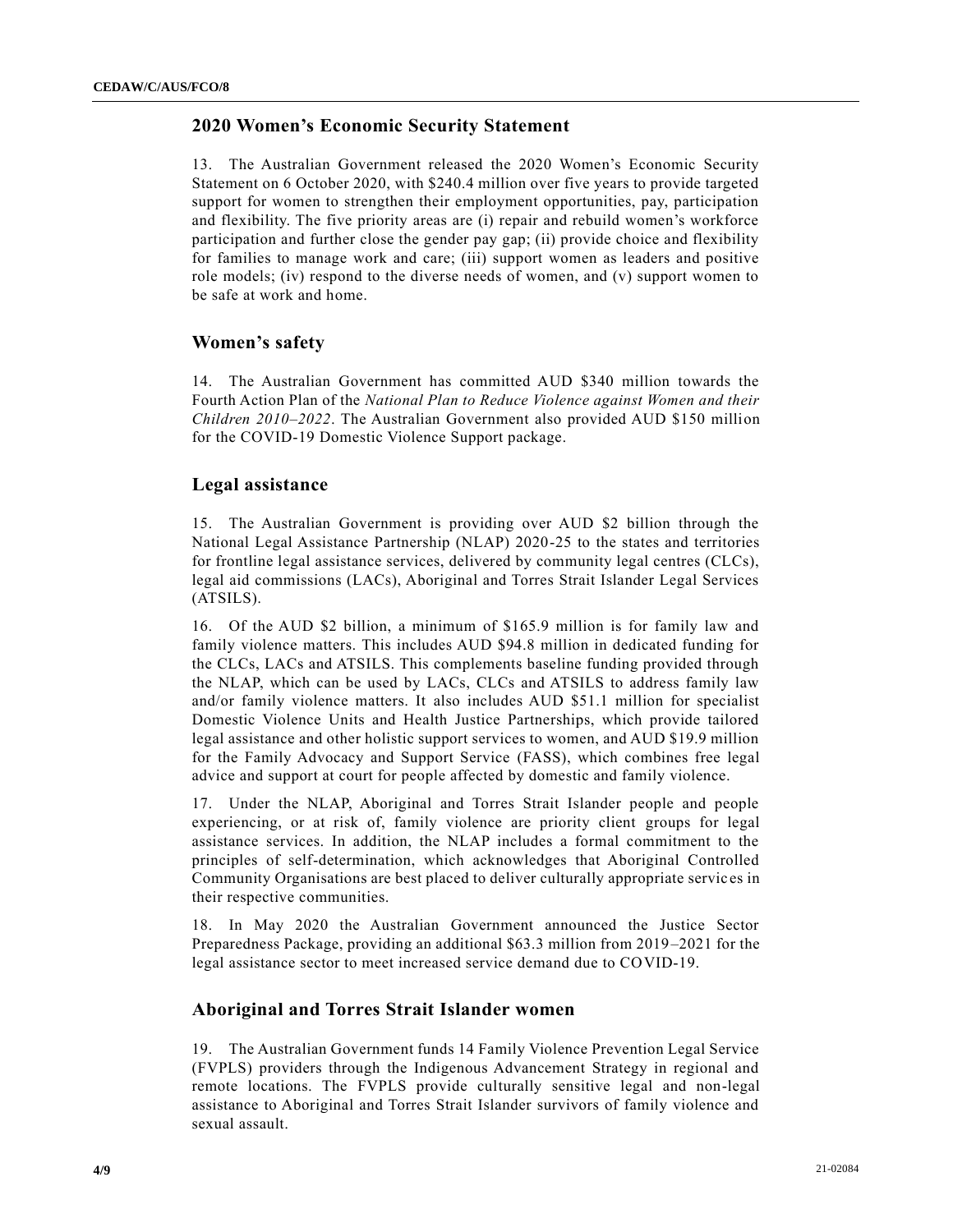## 2020 Women's Economic Security Statement

13. The Australian Government released the 2020 Women's Economic Security Statement on 6 October 2020, with $240.4 million over five years to provide targeted support for women to strengthen their employment opportunities, pay, participation and flexibility. The five priority areas are (i) repair and rebuild women's workforce participation and further close the gender pay gap; (ii) provide choice and flexibility for families to manage work and care; (iii) support women as leaders and positive role models; (iv) respond to the diverse needs of women, and (v) support women to be safe at work and home.

## Women's safety

14. The Australian Government has committed AUD $340 million towards the Fourth Action Plan of the *National Plan to Reduce Violence against Women and their Children 2010–2022*. The Australian Government also provided AUD $150 million for the COVID-19 Domestic Violence Support package.

## Legal assistance

15. The Australian Government is providing over AUD $2 billion through the National Legal Assistance Partnership (NLAP) 2020-25 to the states and territories for frontline legal assistance services, delivered by community legal centres (CLCs), legal aid commissions (LACs), Aboriginal and Torres Strait Islander Legal Services (ATSILS).

16. Of the AUD $2 billion, a minimum of $165.9 million is for family law and family violence matters. This includes AUD $94.8 million in dedicated funding for the CLCs, LACs and ATSILS. This complements baseline funding provided through the NLAP, which can be used by LACs, CLCs and ATSILS to address family law and/or family violence matters. It also includes AUD $51.1 million for specialist Domestic Violence Units and Health Justice Partnerships, which provide tailored legal assistance and other holistic support services to women, and AUD $19.9 million for the Family Advocacy and Support Service (FASS), which combines free legal advice and support at court for people affected by domestic and family violence.

17. Under the NLAP, Aboriginal and Torres Strait Islander people and people experiencing, or at risk of, family violence are priority client groups for legal assistance services. In addition, the NLAP includes a formal commitment to the principles of self-determination, which acknowledges that Aboriginal Controlled Community Organisations are best placed to deliver culturally appropriate services in their respective communities.

18. In May 2020 the Australian Government announced the Justice Sector Preparedness Package, providing an additional $63.3 million from 2019–2021 for the legal assistance sector to meet increased service demand due to COVID-19.

## Aboriginal and Torres Strait Islander women

19. The Australian Government funds 14 Family Violence Prevention Legal Service (FVPLS) providers through the Indigenous Advancement Strategy in regional and remote locations. The FVPLS provide culturally sensitive legal and non-legal assistance to Aboriginal and Torres Strait Islander survivors of family violence and sexual assault.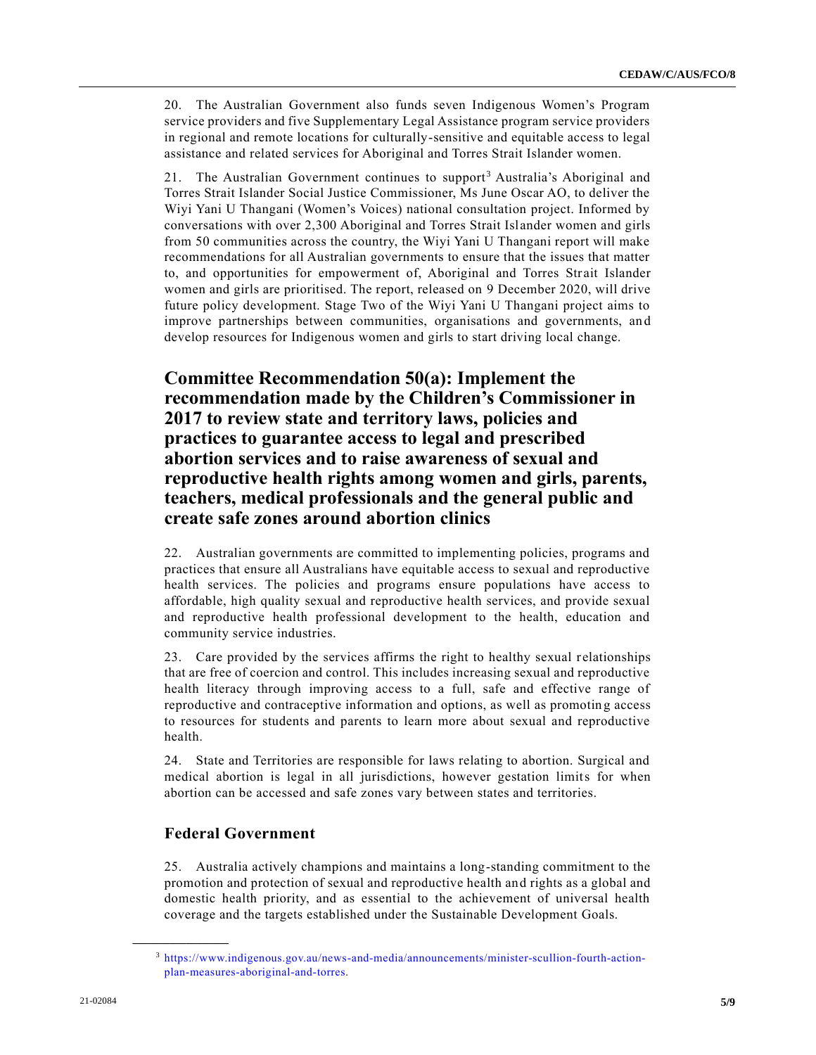20. The Australian Government also funds seven Indigenous Women's Program service providers and five Supplementary Legal Assistance program service providers in regional and remote locations for culturally-sensitive and equitable access to legal assistance and related services for Aboriginal and Torres Strait Islander women.

21. The Australian Government continues to support[3] Australia's Aboriginal and Torres Strait Islander Social Justice Commissioner, Ms June Oscar AO, to deliver the Wiyi Yani U Thangani (Women's Voices) national consultation project. Informed by conversations with over 2,300 Aboriginal and Torres Strait Islander women and girls from 50 communities across the country, the Wiyi Yani U Thangani report will make recommendations for all Australian governments to ensure that the issues that matter to, and opportunities for empowerment of, Aboriginal and Torres Strait Islander women and girls are prioritised. The report, released on 9 December 2020, will drive future policy development. Stage Two of the Wiyi Yani U Thangani project aims to improve partnerships between communities, organisations and governments, and develop resources for Indigenous women and girls to start driving local change.

## Committee Recommendation 50(a): Implement the recommendation made by the Children's Commissioner in 2017 to review state and territory laws, policies and practices to guarantee access to legal and prescribed abortion services and to raise awareness of sexual and reproductive health rights among women and girls, parents, teachers, medical professionals and the general public and create safe zones around abortion clinics

22. Australian governments are committed to implementing policies, programs and practices that ensure all Australians have equitable access to sexual and reproductive health services. The policies and programs ensure populations have access to affordable, high quality sexual and reproductive health services, and provide sexual and reproductive health professional development to the health, education and community service industries.

23. Care provided by the services affirms the right to healthy sexual relationships that are free of coercion and control. This includes increasing sexual and reproductive health literacy through improving access to a full, safe and effective range of reproductive and contraceptive information and options, as well as promoting access to resources for students and parents to learn more about sexual and reproductive health.

24. State and Territories are responsible for laws relating to abortion. Surgical and medical abortion is legal in all jurisdictions, however gestation limits for when abortion can be accessed and safe zones vary between states and territories.

### Federal Government

25. Australia actively champions and maintains a long-standing commitment to the promotion and protection of sexual and reproductive health and rights as a global and domestic health priority, and as essential to the achievement of universal health coverage and the targets established under the Sustainable Development Goals.

---

[3] https://www.indigenous.gov.au/news-and-media/announcements/minister-scullion-fourth-action-plan-measures-aboriginal-and-torres.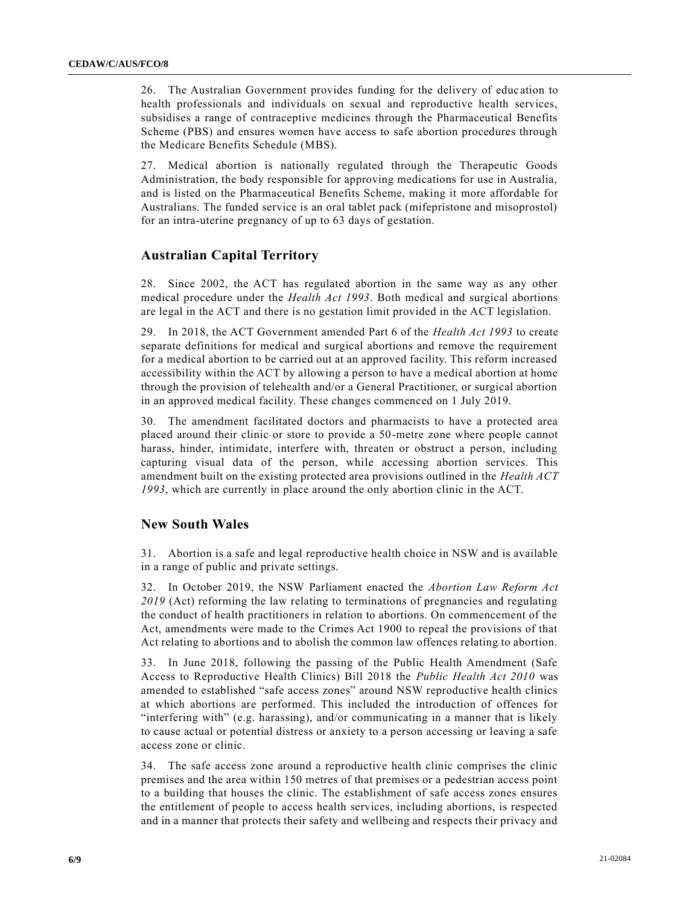26. The Australian Government provides funding for the delivery of education to health professionals and individuals on sexual and reproductive health services, subsidises a range of contraceptive medicines through the Pharmaceutical Benefits Scheme (PBS) and ensures women have access to safe abortion procedures through the Medicare Benefits Schedule (MBS).

27. Medical abortion is nationally regulated through the Therapeutic Goods Administration, the body responsible for approving medications for use in Australia, and is listed on the Pharmaceutical Benefits Scheme, making it more affordable for Australians. The funded service is an oral tablet pack (mifepristone and misoprostol) for an intra-uterine pregnancy of up to 63 days of gestation.

## Australian Capital Territory

28. Since 2002, the ACT has regulated abortion in the same way as any other medical procedure under the *Health Act 1993*. Both medical and surgical abortions are legal in the ACT and there is no gestation limit provided in the ACT legislation.

29. In 2018, the ACT Government amended Part 6 of the *Health Act 1993* to create separate definitions for medical and surgical abortions and remove the requirement for a medical abortion to be carried out at an approved facility. This reform increased accessibility within the ACT by allowing a person to have a medical abortion at home through the provision of telehealth and/or a General Practitioner, or surgical abortion in an approved medical facility. These changes commenced on 1 July 2019.

30. The amendment facilitated doctors and pharmacists to have a protected area placed around their clinic or store to provide a 50-metre zone where people cannot harass, hinder, intimidate, interfere with, threaten or obstruct a person, including capturing visual data of the person, while accessing abortion services. This amendment built on the existing protected area provisions outlined in the *Health ACT 1993*, which are currently in place around the only abortion clinic in the ACT.

## New South Wales

31. Abortion is a safe and legal reproductive health choice in NSW and is available in a range of public and private settings.

32. In October 2019, the NSW Parliament enacted the *Abortion Law Reform Act 2019* (Act) reforming the law relating to terminations of pregnancies and regulating the conduct of health practitioners in relation to abortions. On commencement of the Act, amendments were made to the Crimes Act 1900 to repeal the provisions of that Act relating to abortions and to abolish the common law offences relating to abortion.

33. In June 2018, following the passing of the Public Health Amendment (Safe Access to Reproductive Health Clinics) Bill 2018 the *Public Health Act 2010* was amended to established "safe access zones" around NSW reproductive health clinics at which abortions are performed. This included the introduction of offences for "interfering with" (e.g. harassing), and/or communicating in a manner that is likely to cause actual or potential distress or anxiety to a person accessing or leaving a safe access zone or clinic.

34. The safe access zone around a reproductive health clinic comprises the clinic premises and the area within 150 metres of that premises or a pedestrian access point to a building that houses the clinic. The establishment of safe access zones ensures the entitlement of people to access health services, including abortions, is respected and in a manner that protects their safety and wellbeing and respects their privacy and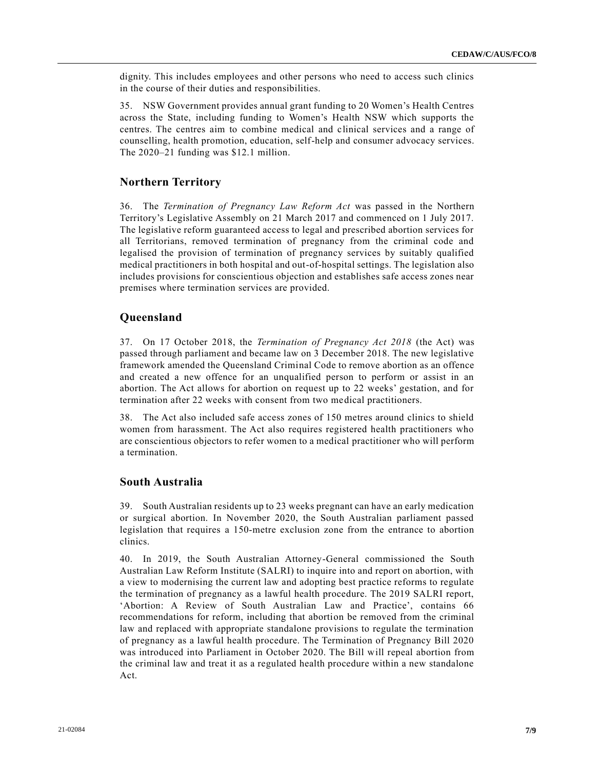dignity. This includes employees and other persons who need to access such clinics in the course of their duties and responsibilities.

35. NSW Government provides annual grant funding to 20 Women's Health Centres across the State, including funding to Women's Health NSW which supports the centres. The centres aim to combine medical and clinical services and a range of counselling, health promotion, education, self-help and consumer advocacy services. The 2020–21 funding was $12.1 million.

## Northern Territory

36. The *Termination of Pregnancy Law Reform Act* was passed in the Northern Territory's Legislative Assembly on 21 March 2017 and commenced on 1 July 2017. The legislative reform guaranteed access to legal and prescribed abortion services for all Territorians, removed termination of pregnancy from the criminal code and legalised the provision of termination of pregnancy services by suitably qualified medical practitioners in both hospital and out-of-hospital settings. The legislation also includes provisions for conscientious objection and establishes safe access zones near premises where termination services are provided.

## Queensland

37. On 17 October 2018, the *Termination of Pregnancy Act 2018* (the Act) was passed through parliament and became law on 3 December 2018. The new legislative framework amended the Queensland Criminal Code to remove abortion as an offence and created a new offence for an unqualified person to perform or assist in an abortion. The Act allows for abortion on request up to 22 weeks' gestation, and for termination after 22 weeks with consent from two medical practitioners.

38. The Act also included safe access zones of 150 metres around clinics to shield women from harassment. The Act also requires registered health practitioners who are conscientious objectors to refer women to a medical practitioner who will perform a termination.

## South Australia

39. South Australian residents up to 23 weeks pregnant can have an early medication or surgical abortion. In November 2020, the South Australian parliament passed legislation that requires a 150-metre exclusion zone from the entrance to abortion clinics.

40. In 2019, the South Australian Attorney-General commissioned the South Australian Law Reform Institute (SALRI) to inquire into and report on abortion, with a view to modernising the current law and adopting best practice reforms to regulate the termination of pregnancy as a lawful health procedure. The 2019 SALRI report, 'Abortion: A Review of South Australian Law and Practice', contains 66 recommendations for reform, including that abortion be removed from the criminal law and replaced with appropriate standalone provisions to regulate the termination of pregnancy as a lawful health procedure. The Termination of Pregnancy Bill 2020 was introduced into Parliament in October 2020. The Bill will repeal abortion from the criminal law and treat it as a regulated health procedure within a new standalone Act.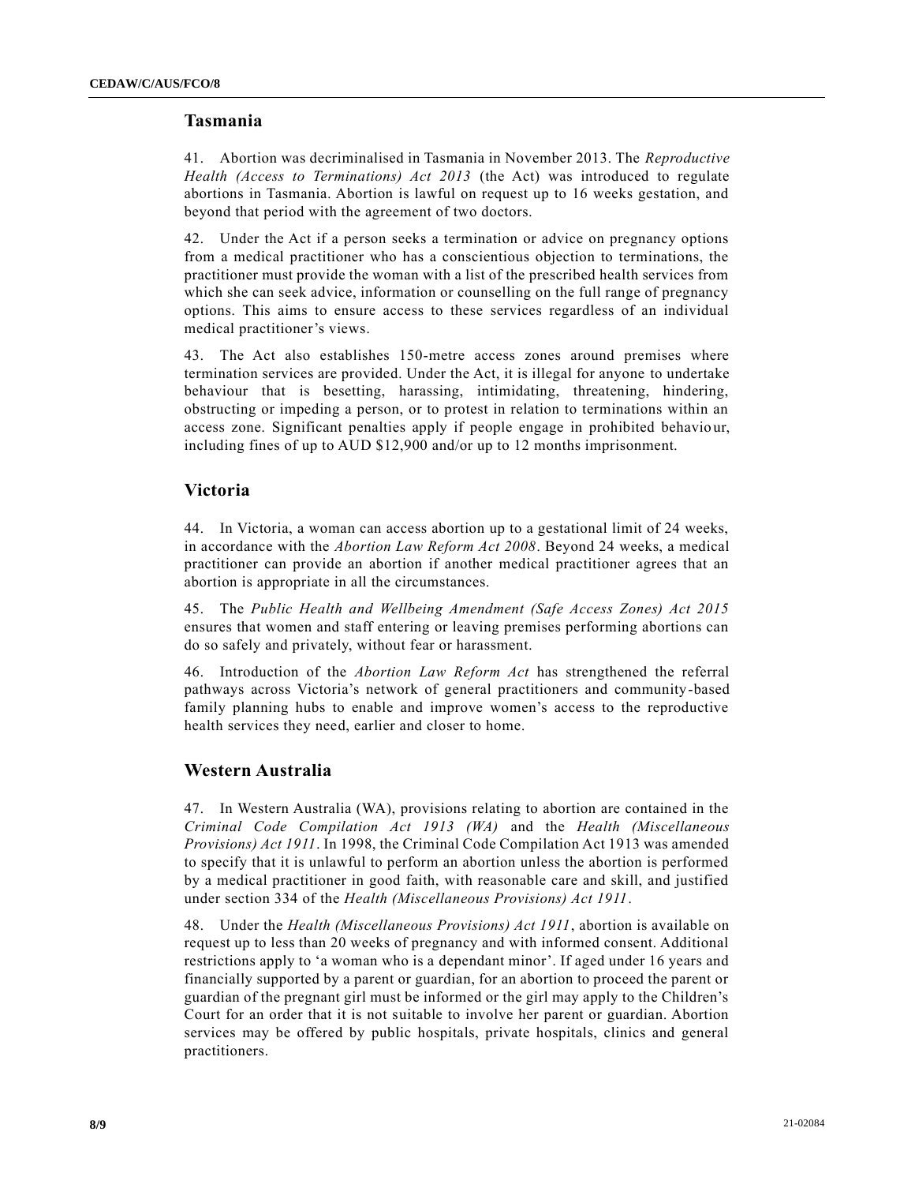## Tasmania

41. Abortion was decriminalised in Tasmania in November 2013. The *Reproductive Health (Access to Terminations) Act 2013* (the Act) was introduced to regulate abortions in Tasmania. Abortion is lawful on request up to 16 weeks gestation, and beyond that period with the agreement of two doctors.

42. Under the Act if a person seeks a termination or advice on pregnancy options from a medical practitioner who has a conscientious objection to terminations, the practitioner must provide the woman with a list of the prescribed health services from which she can seek advice, information or counselling on the full range of pregnancy options. This aims to ensure access to these services regardless of an individual medical practitioner's views.

43. The Act also establishes 150-metre access zones around premises where termination services are provided. Under the Act, it is illegal for anyone to undertake behaviour that is besetting, harassing, intimidating, threatening, hindering, obstructing or impeding a person, or to protest in relation to terminations within an access zone. Significant penalties apply if people engage in prohibited behaviour, including fines of up to AUD $12,900 and/or up to 12 months imprisonment.

## Victoria

44. In Victoria, a woman can access abortion up to a gestational limit of 24 weeks, in accordance with the *Abortion Law Reform Act 2008*. Beyond 24 weeks, a medical practitioner can provide an abortion if another medical practitioner agrees that an abortion is appropriate in all the circumstances.

45. The *Public Health and Wellbeing Amendment (Safe Access Zones) Act 2015* ensures that women and staff entering or leaving premises performing abortions can do so safely and privately, without fear or harassment.

46. Introduction of the *Abortion Law Reform Act* has strengthened the referral pathways across Victoria's network of general practitioners and community-based family planning hubs to enable and improve women's access to the reproductive health services they need, earlier and closer to home.

## Western Australia

47. In Western Australia (WA), provisions relating to abortion are contained in the *Criminal Code Compilation Act 1913 (WA)* and the *Health (Miscellaneous Provisions) Act 1911*. In 1998, the Criminal Code Compilation Act 1913 was amended to specify that it is unlawful to perform an abortion unless the abortion is performed by a medical practitioner in good faith, with reasonable care and skill, and justified under section 334 of the *Health (Miscellaneous Provisions) Act 1911*.

48. Under the *Health (Miscellaneous Provisions) Act 1911*, abortion is available on request up to less than 20 weeks of pregnancy and with informed consent. Additional restrictions apply to 'a woman who is a dependant minor'. If aged under 16 years and financially supported by a parent or guardian, for an abortion to proceed the parent or guardian of the pregnant girl must be informed or the girl may apply to the Children's Court for an order that it is not suitable to involve her parent or guardian. Abortion services may be offered by public hospitals, private hospitals, clinics and general practitioners.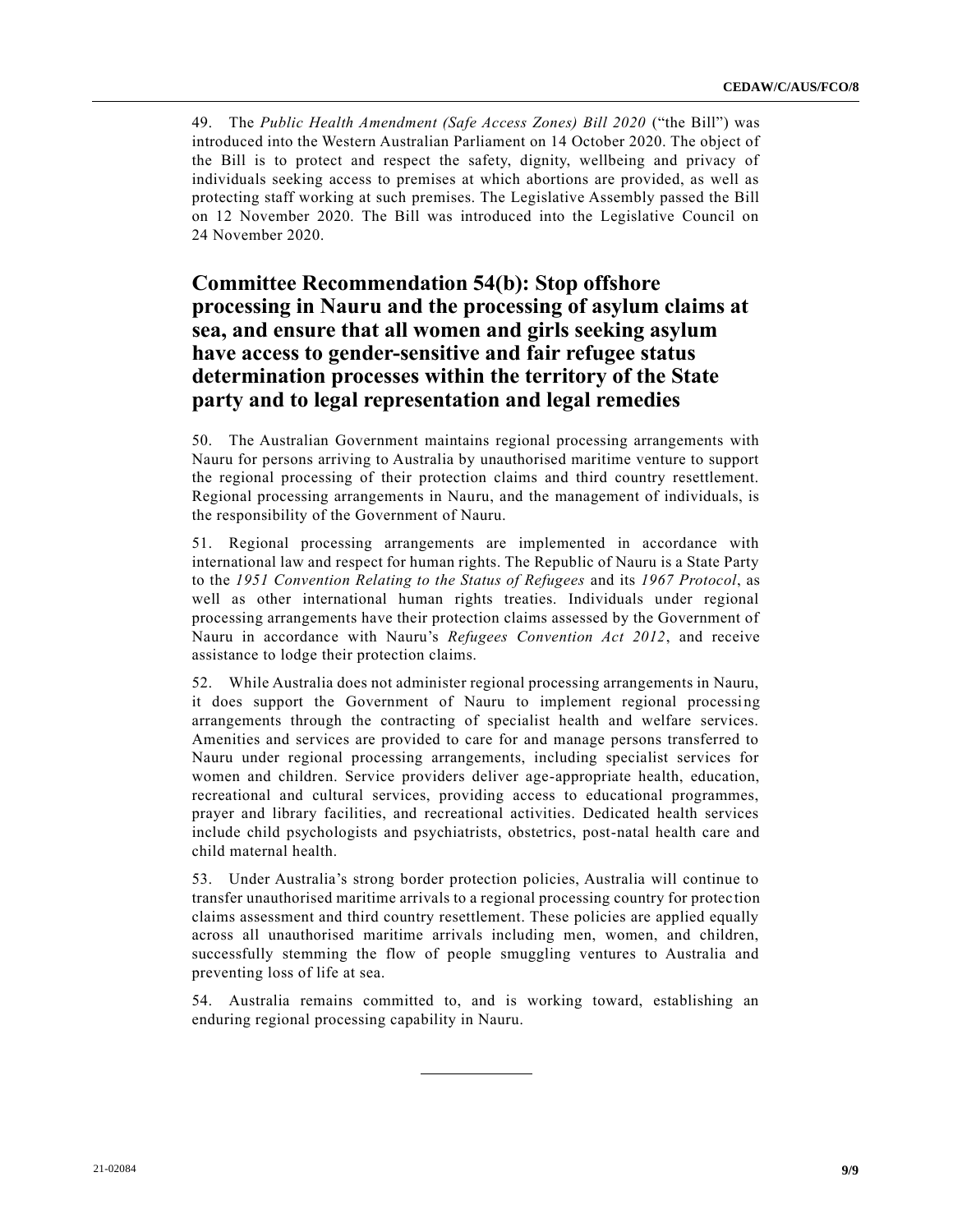49. The *Public Health Amendment (Safe Access Zones) Bill 2020* ("the Bill") was introduced into the Western Australian Parliament on 14 October 2020. The object of the Bill is to protect and respect the safety, dignity, wellbeing and privacy of individuals seeking access to premises at which abortions are provided, as well as protecting staff working at such premises. The Legislative Assembly passed the Bill on 12 November 2020. The Bill was introduced into the Legislative Council on 24 November 2020.

## Committee Recommendation 54(b): Stop offshore processing in Nauru and the processing of asylum claims at sea, and ensure that all women and girls seeking asylum have access to gender-sensitive and fair refugee status determination processes within the territory of the State party and to legal representation and legal remedies

50. The Australian Government maintains regional processing arrangements with Nauru for persons arriving to Australia by unauthorised maritime venture to support the regional processing of their protection claims and third country resettlement. Regional processing arrangements in Nauru, and the management of individuals, is the responsibility of the Government of Nauru.

51. Regional processing arrangements are implemented in accordance with international law and respect for human rights. The Republic of Nauru is a State Party to the *1951 Convention Relating to the Status of Refugees* and its *1967 Protocol*, as well as other international human rights treaties. Individuals under regional processing arrangements have their protection claims assessed by the Government of Nauru in accordance with Nauru's *Refugees Convention Act 2012*, and receive assistance to lodge their protection claims.

52. While Australia does not administer regional processing arrangements in Nauru, it does support the Government of Nauru to implement regional processing arrangements through the contracting of specialist health and welfare services. Amenities and services are provided to care for and manage persons transferred to Nauru under regional processing arrangements, including specialist services for women and children. Service providers deliver age-appropriate health, education, recreational and cultural services, providing access to educational programmes, prayer and library facilities, and recreational activities. Dedicated health services include child psychologists and psychiatrists, obstetrics, post-natal health care and child maternal health.

53. Under Australia's strong border protection policies, Australia will continue to transfer unauthorised maritime arrivals to a regional processing country for protection claims assessment and third country resettlement. These policies are applied equally across all unauthorised maritime arrivals including men, women, and children, successfully stemming the flow of people smuggling ventures to Australia and preventing loss of life at sea.

54. Australia remains committed to, and is working toward, establishing an enduring regional processing capability in Nauru.